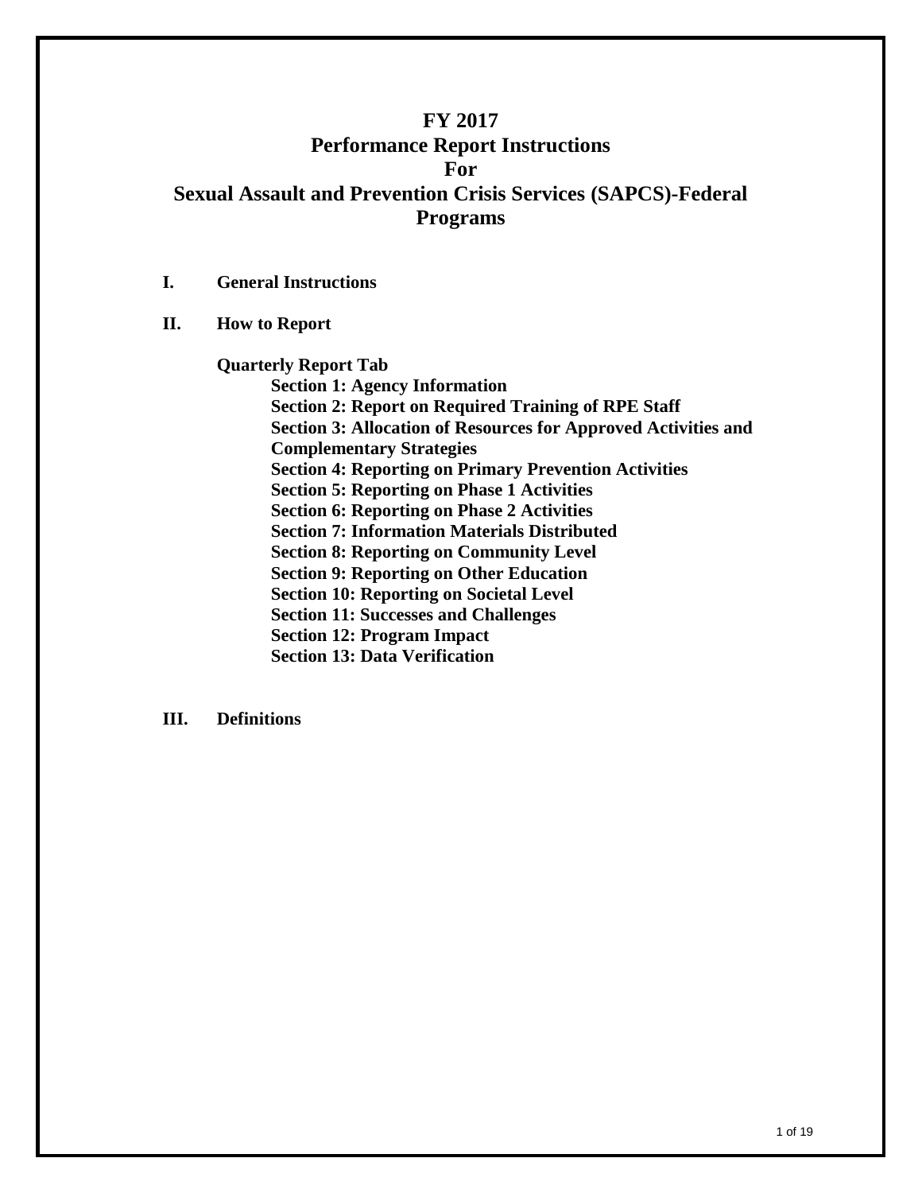# FY 2017 Performance Report Instructions For Sexual Assault and Prevention Crisis Services (SAPCS)-Federal Programs

**I. General Instructions**

**II. How to Report**

**Quarterly Report Tab**

- **Section 1: Agency Information**
- **Section 2: Report on Required Training of RPE Staff**
- **Section 3: Allocation of Resources for Approved Activities and Complementary Strategies**
- **Section 4: Reporting on Primary Prevention Activities**
- **Section 5: Reporting on Phase 1 Activities**
- **Section 6: Reporting on Phase 2 Activities**
- **Section 7: Information Materials Distributed**
- **Section 8: Reporting on Community Level**
- **Section 9: Reporting on Other Education**
- **Section 10: Reporting on Societal Level**
- **Section 11: Successes and Challenges**
- **Section 12: Program Impact**
- **Section 13: Data Verification**

**III. Definitions**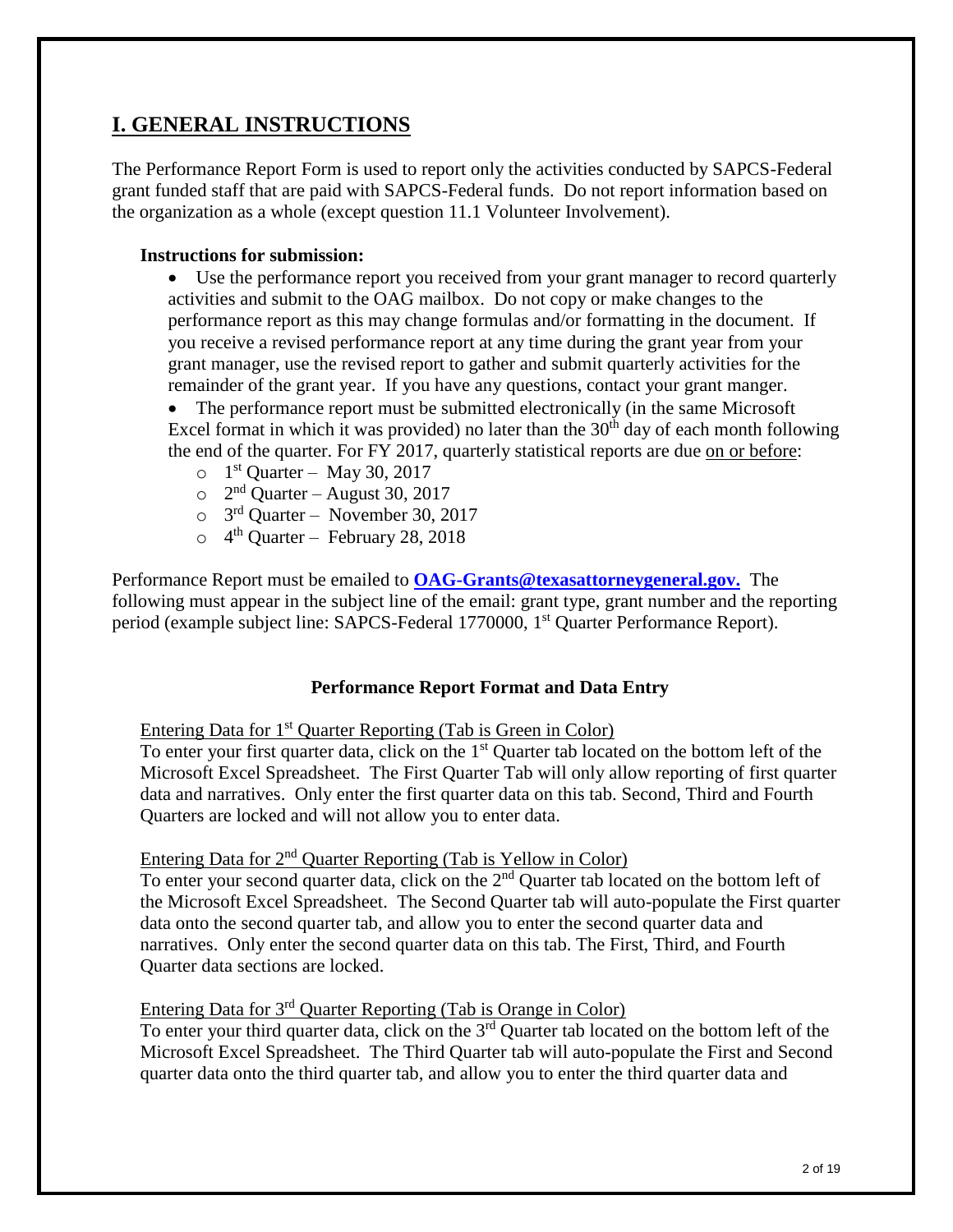## I. GENERAL INSTRUCTIONS

The Performance Report Form is used to report only the activities conducted by SAPCS-Federal grant funded staff that are paid with SAPCS-Federal funds. Do not report information based on the organization as a whole (except question 11.1 Volunteer Involvement).

**Instructions for submission:**

- Use the performance report you received from your grant manager to record quarterly activities and submit to the OAG mailbox. Do not copy or make changes to the performance report as this may change formulas and/or formatting in the document. If you receive a revised performance report at any time during the grant year from your grant manager, use the revised report to gather and submit quarterly activities for the remainder of the grant year. If you have any questions, contact your grant manger.
- The performance report must be submitted electronically (in the same Microsoft Excel format in which it was provided) no later than the 30th day of each month following the end of the quarter. For FY 2017, quarterly statistical reports are due on or before:
  - 1st Quarter – May 30, 2017
  - 2nd Quarter – August 30, 2017
  - 3rd Quarter – November 30, 2017
  - 4th Quarter – February 28, 2018

Performance Report must be emailed to **OAG-Grants@texasattorneygeneral.gov.** The following must appear in the subject line of the email: grant type, grant number and the reporting period (example subject line: SAPCS-Federal 1770000, 1st Quarter Performance Report).

**Performance Report Format and Data Entry**

Entering Data for 1st Quarter Reporting (Tab is Green in Color)

To enter your first quarter data, click on the 1st Quarter tab located on the bottom left of the Microsoft Excel Spreadsheet. The First Quarter Tab will only allow reporting of first quarter data and narratives. Only enter the first quarter data on this tab. Second, Third and Fourth Quarters are locked and will not allow you to enter data.

Entering Data for 2nd Quarter Reporting (Tab is Yellow in Color)

To enter your second quarter data, click on the 2nd Quarter tab located on the bottom left of the Microsoft Excel Spreadsheet. The Second Quarter tab will auto-populate the First quarter data onto the second quarter tab, and allow you to enter the second quarter data and narratives. Only enter the second quarter data on this tab. The First, Third, and Fourth Quarter data sections are locked.

Entering Data for 3rd Quarter Reporting (Tab is Orange in Color)

To enter your third quarter data, click on the 3rd Quarter tab located on the bottom left of the Microsoft Excel Spreadsheet. The Third Quarter tab will auto-populate the First and Second quarter data onto the third quarter tab, and allow you to enter the third quarter data and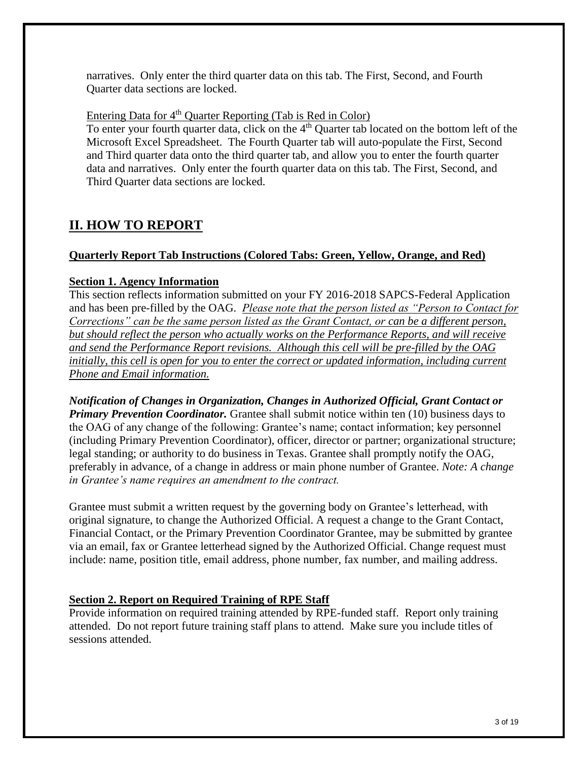narratives. Only enter the third quarter data on this tab. The First, Second, and Fourth Quarter data sections are locked.

<u>Entering Data for 4th Quarter Reporting (Tab is Red in Color)</u>

To enter your fourth quarter data, click on the 4th Quarter tab located on the bottom left of the Microsoft Excel Spreadsheet. The Fourth Quarter tab will auto-populate the First, Second and Third quarter data onto the third quarter tab, and allow you to enter the fourth quarter data and narratives. Only enter the fourth quarter data on this tab. The First, Second, and Third Quarter data sections are locked.

## II. HOW TO REPORT

### Quarterly Report Tab Instructions (Colored Tabs: Green, Yellow, Orange, and Red)

### Section 1. Agency Information

This section reflects information submitted on your FY 2016-2018 SAPCS-Federal Application and has been pre-filled by the OAG. *<u>Please note that the person listed as "Person to Contact for Corrections" can be the same person listed as the Grant Contact, or can be a different person, but should reflect the person who actually works on the Performance Reports, and will receive and send the Performance Report revisions. Although this cell will be pre-filled by the OAG initially, this cell is open for you to enter the correct or updated information, including current Phone and Email information.</u>*

***Notification of Changes in Organization, Changes in Authorized Official, Grant Contact or Primary Prevention Coordinator.*** Grantee shall submit notice within ten (10) business days to the OAG of any change of the following: Grantee's name; contact information; key personnel (including Primary Prevention Coordinator), officer, director or partner; organizational structure; legal standing; or authority to do business in Texas. Grantee shall promptly notify the OAG, preferably in advance, of a change in address or main phone number of Grantee. *Note: A change in Grantee's name requires an amendment to the contract.*

Grantee must submit a written request by the governing body on Grantee's letterhead, with original signature, to change the Authorized Official. A request a change to the Grant Contact, Financial Contact, or the Primary Prevention Coordinator Grantee, may be submitted by grantee via an email, fax or Grantee letterhead signed by the Authorized Official. Change request must include: name, position title, email address, phone number, fax number, and mailing address.

### Section 2. Report on Required Training of RPE Staff

Provide information on required training attended by RPE-funded staff. Report only training attended. Do not report future training staff plans to attend. Make sure you include titles of sessions attended.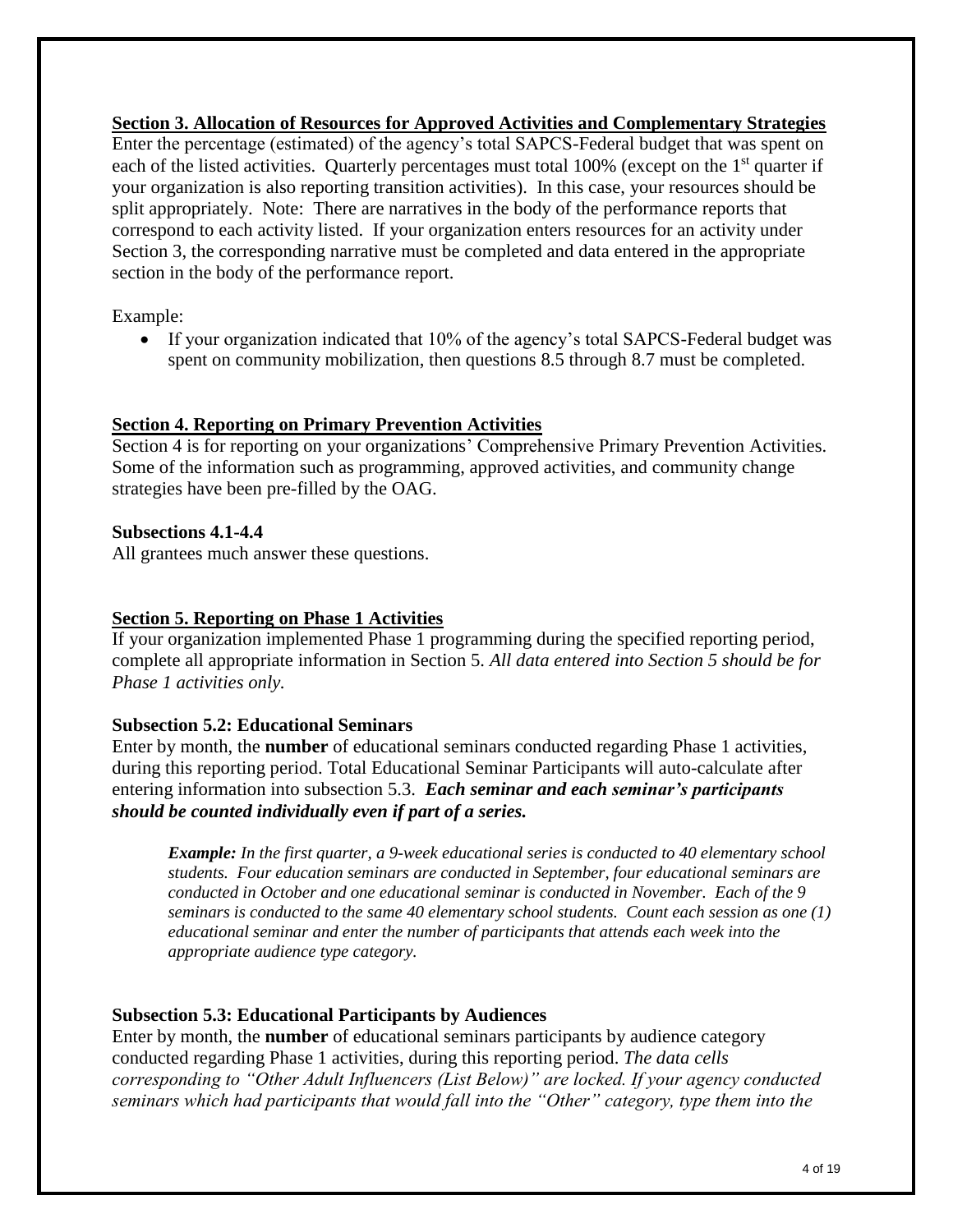## Section 3. Allocation of Resources for Approved Activities and Complementary Strategies

Enter the percentage (estimated) of the agency's total SAPCS-Federal budget that was spent on each of the listed activities. Quarterly percentages must total 100% (except on the 1st quarter if your organization is also reporting transition activities). In this case, your resources should be split appropriately. Note: There are narratives in the body of the performance reports that correspond to each activity listed. If your organization enters resources for an activity under Section 3, the corresponding narrative must be completed and data entered in the appropriate section in the body of the performance report.

Example:

- If your organization indicated that 10% of the agency's total SAPCS-Federal budget was spent on community mobilization, then questions 8.5 through 8.7 must be completed.

## Section 4. Reporting on Primary Prevention Activities

Section 4 is for reporting on your organizations' Comprehensive Primary Prevention Activities. Some of the information such as programming, approved activities, and community change strategies have been pre-filled by the OAG.

### Subsections 4.1-4.4

All grantees much answer these questions.

## Section 5. Reporting on Phase 1 Activities

If your organization implemented Phase 1 programming during the specified reporting period, complete all appropriate information in Section 5. *All data entered into Section 5 should be for Phase 1 activities only.*

### Subsection 5.2: Educational Seminars

Enter by month, the **number** of educational seminars conducted regarding Phase 1 activities, during this reporting period. Total Educational Seminar Participants will auto-calculate after entering information into subsection 5.3. ***Each seminar and each seminar's participants should be counted individually even if part of a series.***

> ***Example:*** *In the first quarter, a 9-week educational series is conducted to 40 elementary school students. Four education seminars are conducted in September, four educational seminars are conducted in October and one educational seminar is conducted in November. Each of the 9 seminars is conducted to the same 40 elementary school students. Count each session as one (1) educational seminar and enter the number of participants that attends each week into the appropriate audience type category.*

### Subsection 5.3: Educational Participants by Audiences

Enter by month, the **number** of educational seminars participants by audience category conducted regarding Phase 1 activities, during this reporting period. *The data cells corresponding to "Other Adult Influencers (List Below)" are locked. If your agency conducted seminars which had participants that would fall into the "Other" category, type them into the*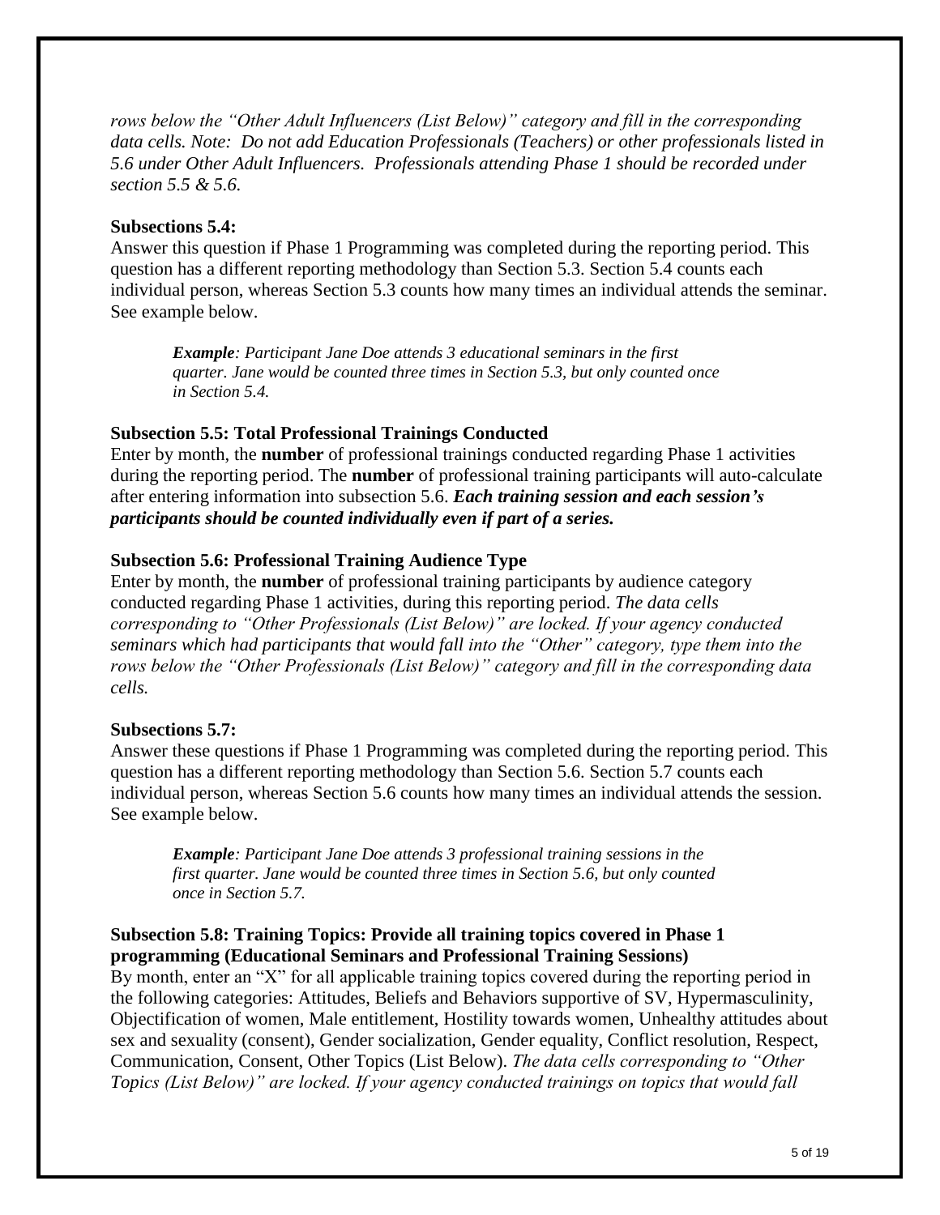*rows below the "Other Adult Influencers (List Below)" category and fill in the corresponding data cells. Note: Do not add Education Professionals (Teachers) or other professionals listed in 5.6 under Other Adult Influencers. Professionals attending Phase 1 should be recorded under section 5.5 & 5.6.*

**Subsections 5.4:**
Answer this question if Phase 1 Programming was completed during the reporting period. This question has a different reporting methodology than Section 5.3. Section 5.4 counts each individual person, whereas Section 5.3 counts how many times an individual attends the seminar. See example below.

> ***Example**: Participant Jane Doe attends 3 educational seminars in the first quarter. Jane would be counted three times in Section 5.3, but only counted once in Section 5.4.*

**Subsection 5.5: Total Professional Trainings Conducted**
Enter by month, the **number** of professional trainings conducted regarding Phase 1 activities during the reporting period. The **number** of professional training participants will auto-calculate after entering information into subsection 5.6. ***Each training session and each session's participants should be counted individually even if part of a series.***

**Subsection 5.6: Professional Training Audience Type**
Enter by month, the **number** of professional training participants by audience category conducted regarding Phase 1 activities, during this reporting period. *The data cells corresponding to "Other Professionals (List Below)" are locked. If your agency conducted seminars which had participants that would fall into the "Other" category, type them into the rows below the "Other Professionals (List Below)" category and fill in the corresponding data cells.*

**Subsections 5.7:**
Answer these questions if Phase 1 Programming was completed during the reporting period. This question has a different reporting methodology than Section 5.6. Section 5.7 counts each individual person, whereas Section 5.6 counts how many times an individual attends the session. See example below.

> ***Example**: Participant Jane Doe attends 3 professional training sessions in the first quarter. Jane would be counted three times in Section 5.6, but only counted once in Section 5.7.*

**Subsection 5.8: Training Topics: Provide all training topics covered in Phase 1 programming (Educational Seminars and Professional Training Sessions)**
By month, enter an "X" for all applicable training topics covered during the reporting period in the following categories: Attitudes, Beliefs and Behaviors supportive of SV, Hypermasculinity, Objectification of women, Male entitlement, Hostility towards women, Unhealthy attitudes about sex and sexuality (consent), Gender socialization, Gender equality, Conflict resolution, Respect, Communication, Consent, Other Topics (List Below). *The data cells corresponding to "Other Topics (List Below)" are locked. If your agency conducted trainings on topics that would fall*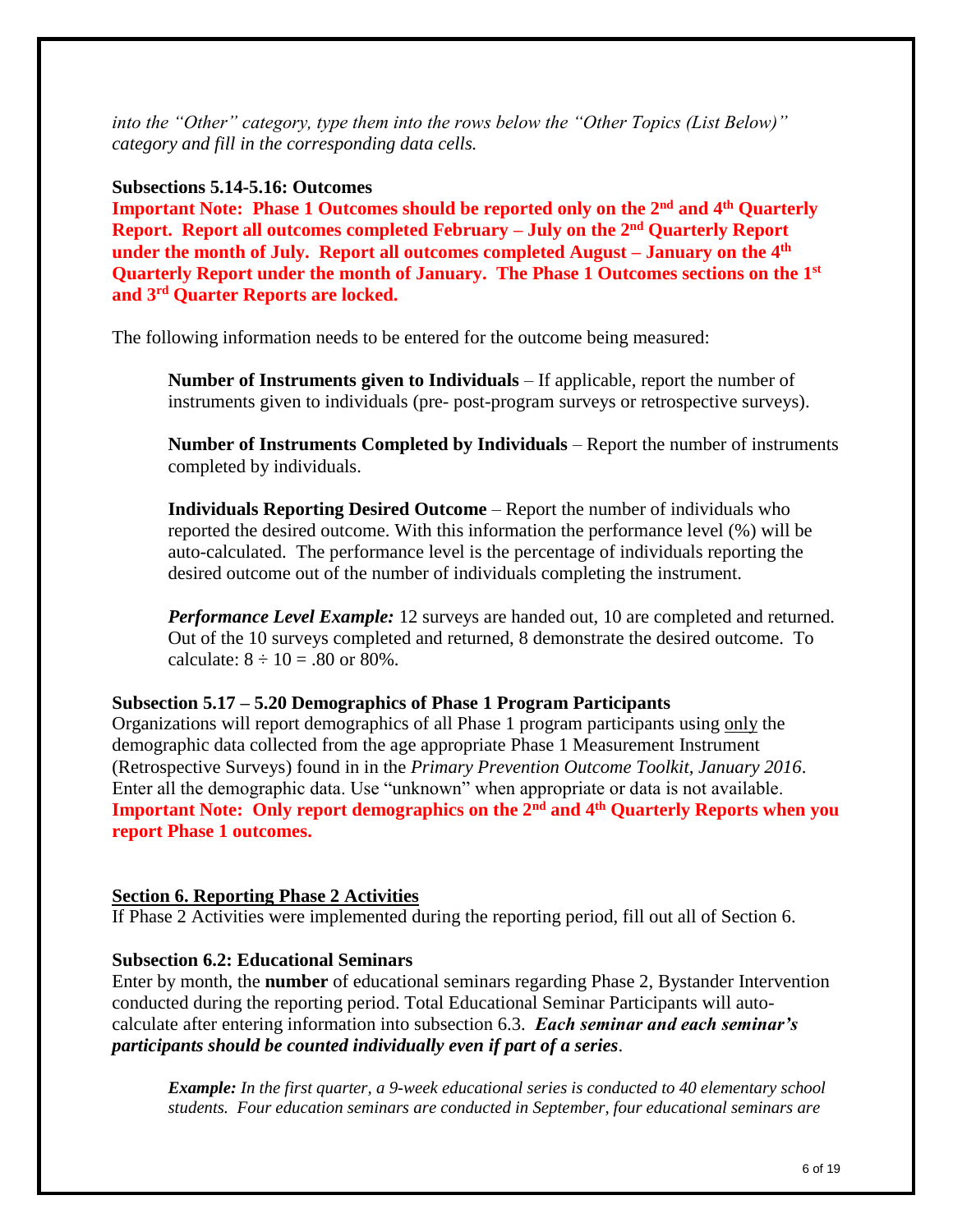*into the "Other" category, type them into the rows below the "Other Topics (List Below)" category and fill in the corresponding data cells.*

**Subsections 5.14-5.16: Outcomes**

**Important Note: Phase 1 Outcomes should be reported only on the 2nd and 4th Quarterly Report. Report all outcomes completed February – July on the 2nd Quarterly Report under the month of July. Report all outcomes completed August – January on the 4th Quarterly Report under the month of January. The Phase 1 Outcomes sections on the 1st and 3rd Quarter Reports are locked.**

The following information needs to be entered for the outcome being measured:

> **Number of Instruments given to Individuals** – If applicable, report the number of instruments given to individuals (pre- post-program surveys or retrospective surveys).
>
> **Number of Instruments Completed by Individuals** – Report the number of instruments completed by individuals.
>
> **Individuals Reporting Desired Outcome** – Report the number of individuals who reported the desired outcome. With this information the performance level (%) will be auto-calculated. The performance level is the percentage of individuals reporting the desired outcome out of the number of individuals completing the instrument.
>
> ***Performance Level Example:*** 12 surveys are handed out, 10 are completed and returned. Out of the 10 surveys completed and returned, 8 demonstrate the desired outcome. To calculate: 8 ÷ 10 = .80 or 80%.

**Subsection 5.17 – 5.20 Demographics of Phase 1 Program Participants**

Organizations will report demographics of all Phase 1 program participants using only the demographic data collected from the age appropriate Phase 1 Measurement Instrument (Retrospective Surveys) found in in the *Primary Prevention Outcome Toolkit, January 2016*. Enter all the demographic data. Use "unknown" when appropriate or data is not available. **Important Note: Only report demographics on the 2nd and 4th Quarterly Reports when you report Phase 1 outcomes.**

## Section 6. Reporting Phase 2 Activities

If Phase 2 Activities were implemented during the reporting period, fill out all of Section 6.

**Subsection 6.2: Educational Seminars**

Enter by month, the **number** of educational seminars regarding Phase 2, Bystander Intervention conducted during the reporting period. Total Educational Seminar Participants will auto-calculate after entering information into subsection 6.3. ***Each seminar and each seminar's participants should be counted individually even if part of a series***.

> ***Example:*** *In the first quarter, a 9-week educational series is conducted to 40 elementary school students. Four education seminars are conducted in September, four educational seminars are*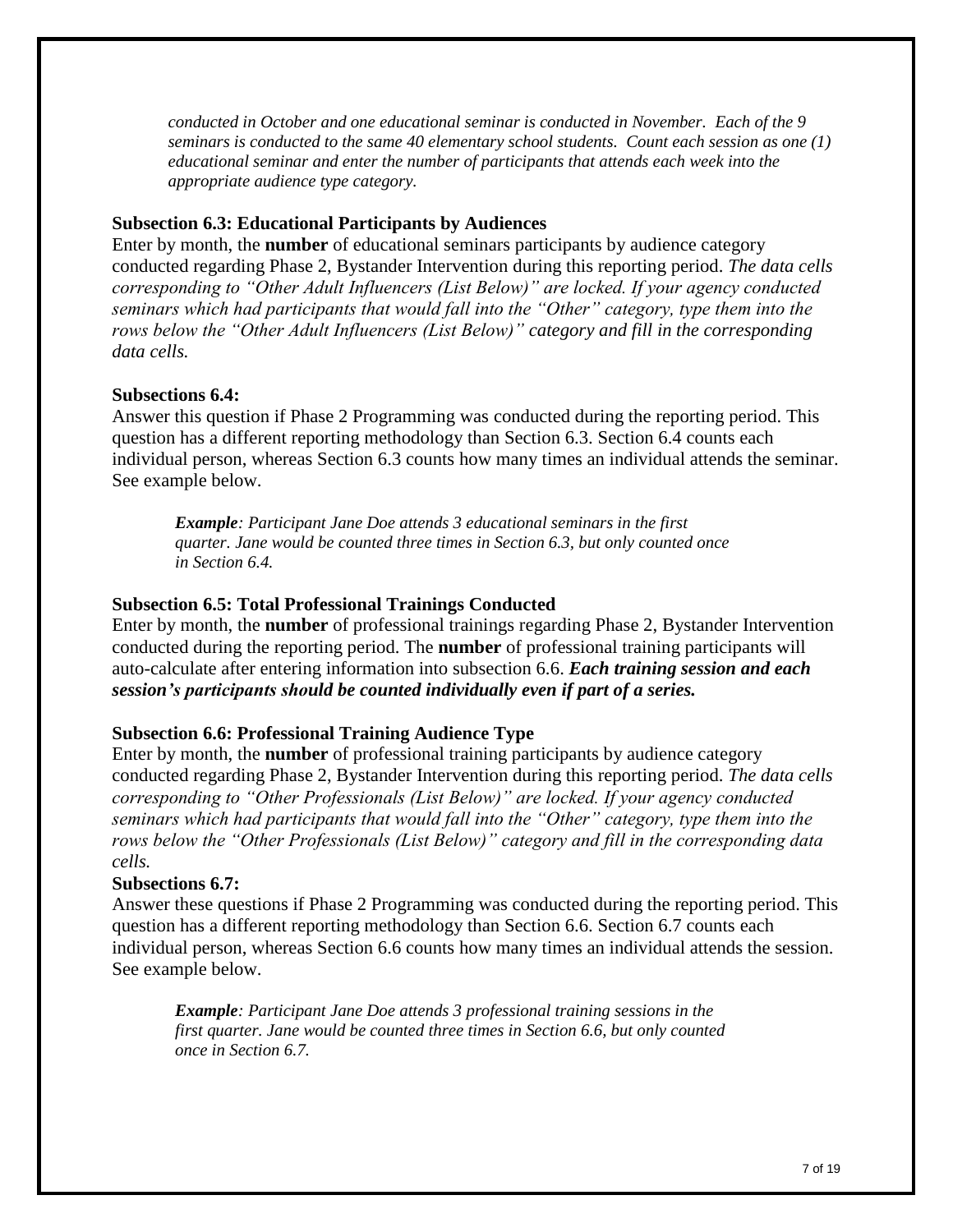*conducted in October and one educational seminar is conducted in November. Each of the 9 seminars is conducted to the same 40 elementary school students. Count each session as one (1) educational seminar and enter the number of participants that attends each week into the appropriate audience type category.*

### Subsection 6.3: Educational Participants by Audiences

Enter by month, the **number** of educational seminars participants by audience category conducted regarding Phase 2, Bystander Intervention during this reporting period. *The data cells corresponding to "Other Adult Influencers (List Below)" are locked. If your agency conducted seminars which had participants that would fall into the "Other" category, type them into the rows below the "Other Adult Influencers (List Below)" category and fill in the corresponding data cells.*

### Subsections 6.4:

Answer this question if Phase 2 Programming was conducted during the reporting period. This question has a different reporting methodology than Section 6.3. Section 6.4 counts each individual person, whereas Section 6.3 counts how many times an individual attends the seminar. See example below.

> ***Example****: Participant Jane Doe attends 3 educational seminars in the first quarter. Jane would be counted three times in Section 6.3, but only counted once in Section 6.4.*

### Subsection 6.5: Total Professional Trainings Conducted

Enter by month, the **number** of professional trainings regarding Phase 2, Bystander Intervention conducted during the reporting period. The **number** of professional training participants will auto-calculate after entering information into subsection 6.6. ***Each training session and each session's participants should be counted individually even if part of a series.***

### Subsection 6.6: Professional Training Audience Type

Enter by month, the **number** of professional training participants by audience category conducted regarding Phase 2, Bystander Intervention during this reporting period. *The data cells corresponding to "Other Professionals (List Below)" are locked. If your agency conducted seminars which had participants that would fall into the "Other" category, type them into the rows below the "Other Professionals (List Below)" category and fill in the corresponding data cells.*

### Subsections 6.7:

Answer these questions if Phase 2 Programming was conducted during the reporting period. This question has a different reporting methodology than Section 6.6. Section 6.7 counts each individual person, whereas Section 6.6 counts how many times an individual attends the session. See example below.

> ***Example****: Participant Jane Doe attends 3 professional training sessions in the first quarter. Jane would be counted three times in Section 6.6, but only counted once in Section 6.7.*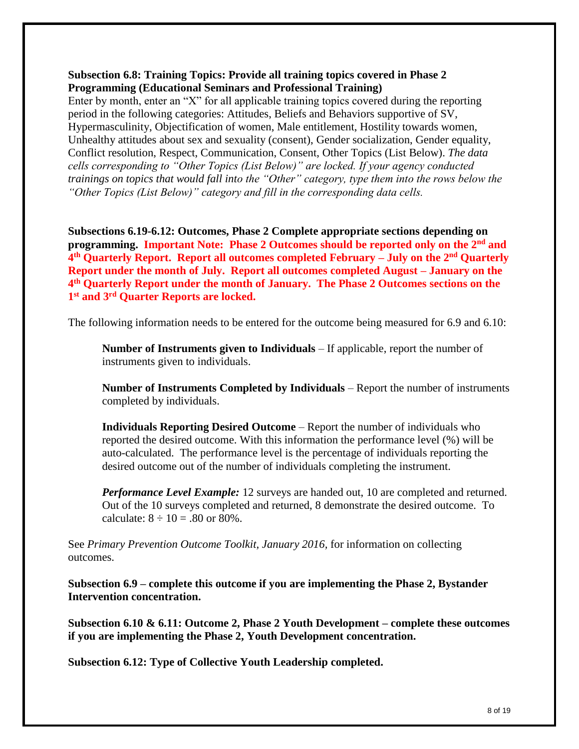**Subsection 6.8: Training Topics: Provide all training topics covered in Phase 2 Programming (Educational Seminars and Professional Training)**

Enter by month, enter an "X" for all applicable training topics covered during the reporting period in the following categories: Attitudes, Beliefs and Behaviors supportive of SV, Hypermasculinity, Objectification of women, Male entitlement, Hostility towards women, Unhealthy attitudes about sex and sexuality (consent), Gender socialization, Gender equality, Conflict resolution, Respect, Communication, Consent, Other Topics (List Below). *The data cells corresponding to "Other Topics (List Below)" are locked. If your agency conducted trainings on topics that would fall into the "Other" category, type them into the rows below the "Other Topics (List Below)" category and fill in the corresponding data cells.*

**Subsections 6.19-6.12: Outcomes, Phase 2 Complete appropriate sections depending on programming. Important Note: Phase 2 Outcomes should be reported only on the 2nd and 4th Quarterly Report. Report all outcomes completed February – July on the 2nd Quarterly Report under the month of July. Report all outcomes completed August – January on the 4th Quarterly Report under the month of January. The Phase 2 Outcomes sections on the 1st and 3rd Quarter Reports are locked.**

The following information needs to be entered for the outcome being measured for 6.9 and 6.10:

> **Number of Instruments given to Individuals** – If applicable, report the number of instruments given to individuals.
>
> **Number of Instruments Completed by Individuals** – Report the number of instruments completed by individuals.
>
> **Individuals Reporting Desired Outcome** – Report the number of individuals who reported the desired outcome. With this information the performance level (%) will be auto-calculated. The performance level is the percentage of individuals reporting the desired outcome out of the number of individuals completing the instrument.
>
> ***Performance Level Example:*** 12 surveys are handed out, 10 are completed and returned. Out of the 10 surveys completed and returned, 8 demonstrate the desired outcome. To calculate: $8 \div 10 = .80$ or 80%.

See *Primary Prevention Outcome Toolkit, January 2016,* for information on collecting outcomes.

**Subsection 6.9 – complete this outcome if you are implementing the Phase 2, Bystander Intervention concentration.**

**Subsection 6.10 & 6.11: Outcome 2, Phase 2 Youth Development – complete these outcomes if you are implementing the Phase 2, Youth Development concentration.**

**Subsection 6.12: Type of Collective Youth Leadership completed.**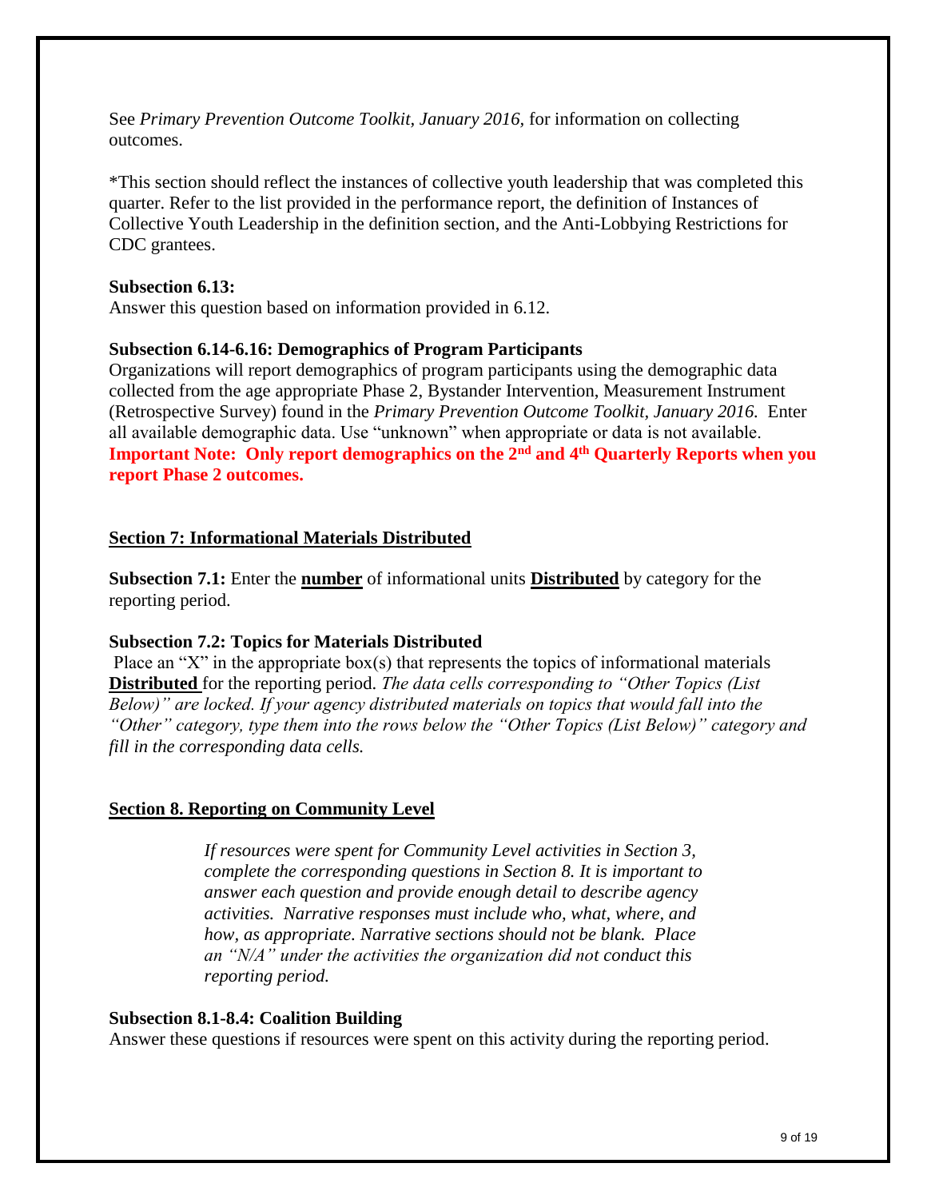See *Primary Prevention Outcome Toolkit, January 2016,* for information on collecting outcomes.

*This section should reflect the instances of collective youth leadership that was completed this quarter. Refer to the list provided in the performance report, the definition of Instances of Collective Youth Leadership in the definition section, and the Anti-Lobbying Restrictions for CDC grantees.

**Subsection 6.13:**
Answer this question based on information provided in 6.12.

**Subsection 6.14-6.16: Demographics of Program Participants**
Organizations will report demographics of program participants using the demographic data collected from the age appropriate Phase 2, Bystander Intervention, Measurement Instrument (Retrospective Survey) found in the *Primary Prevention Outcome Toolkit, January 2016.* Enter all available demographic data. Use "unknown" when appropriate or data is not available. **Important Note: Only report demographics on the 2nd and 4th Quarterly Reports when you report Phase 2 outcomes.**

## Section 7: Informational Materials Distributed

**Subsection 7.1:** Enter the **number** of informational units **Distributed** by category for the reporting period.

**Subsection 7.2: Topics for Materials Distributed**
Place an "X" in the appropriate box(s) that represents the topics of informational materials **Distributed** for the reporting period. *The data cells corresponding to "Other Topics (List Below)" are locked. If your agency distributed materials on topics that would fall into the "Other" category, type them into the rows below the "Other Topics (List Below)" category and fill in the corresponding data cells.*

## Section 8. Reporting on Community Level

> *If resources were spent for Community Level activities in Section 3, complete the corresponding questions in Section 8. It is important to answer each question and provide enough detail to describe agency activities. Narrative responses must include who, what, where, and how, as appropriate. Narrative sections should not be blank. Place an "N/A" under the activities the organization did not conduct this reporting period.*

**Subsection 8.1-8.4: Coalition Building**
Answer these questions if resources were spent on this activity during the reporting period.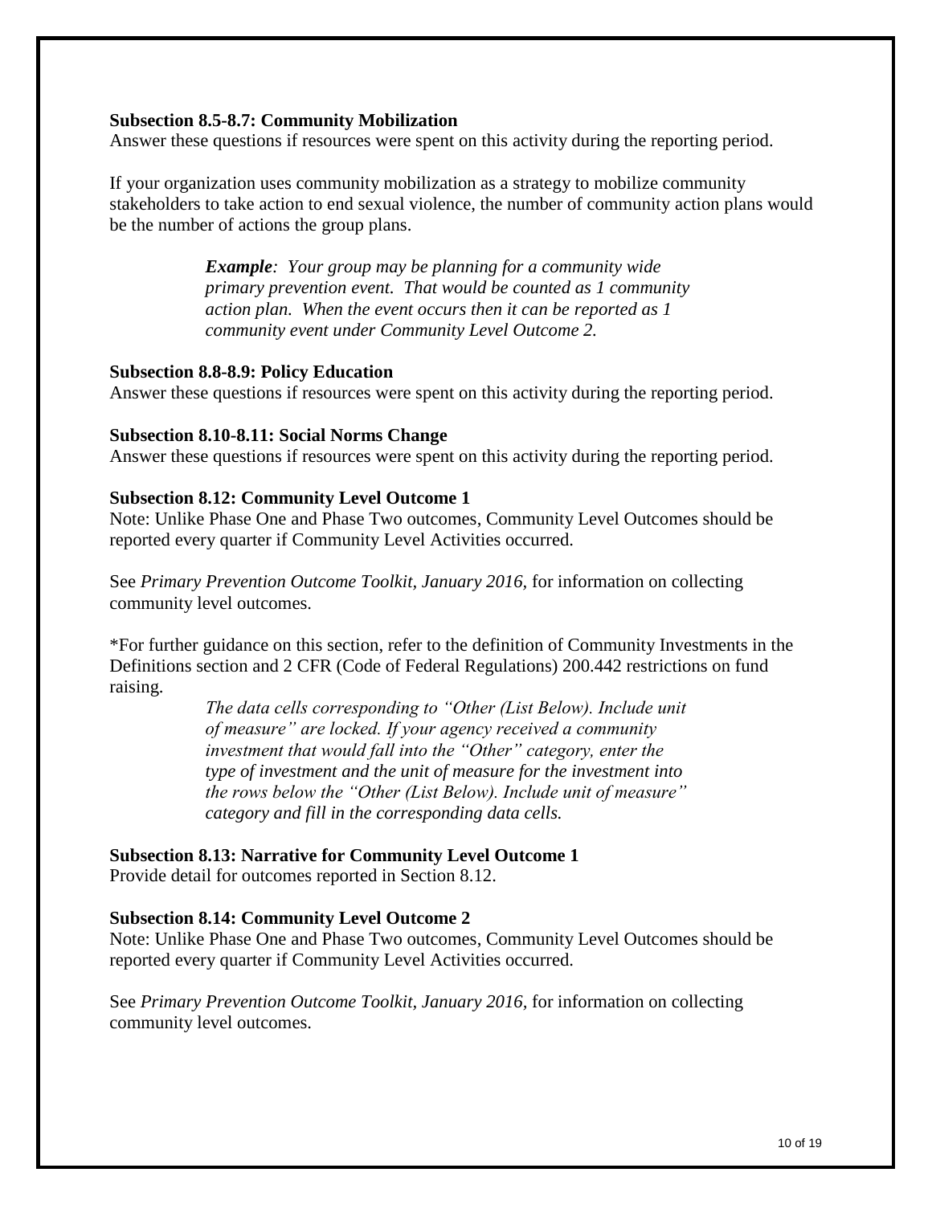**Subsection 8.5-8.7: Community Mobilization**

Answer these questions if resources were spent on this activity during the reporting period.

If your organization uses community mobilization as a strategy to mobilize community stakeholders to take action to end sexual violence, the number of community action plans would be the number of actions the group plans.

> ***Example****: Your group may be planning for a community wide primary prevention event. That would be counted as 1 community action plan. When the event occurs then it can be reported as 1 community event under Community Level Outcome 2.*

**Subsection 8.8-8.9: Policy Education**

Answer these questions if resources were spent on this activity during the reporting period.

**Subsection 8.10-8.11: Social Norms Change**

Answer these questions if resources were spent on this activity during the reporting period.

**Subsection 8.12: Community Level Outcome 1**

Note: Unlike Phase One and Phase Two outcomes, Community Level Outcomes should be reported every quarter if Community Level Activities occurred.

See *Primary Prevention Outcome Toolkit, January 2016*, for information on collecting community level outcomes.

*For further guidance on this section, refer to the definition of Community Investments in the Definitions section and 2 CFR (Code of Federal Regulations) 200.442 restrictions on fund raising.

> *The data cells corresponding to "Other (List Below). Include unit of measure" are locked. If your agency received a community investment that would fall into the "Other" category, enter the type of investment and the unit of measure for the investment into the rows below the "Other (List Below). Include unit of measure" category and fill in the corresponding data cells.*

**Subsection 8.13: Narrative for Community Level Outcome 1**

Provide detail for outcomes reported in Section 8.12.

**Subsection 8.14: Community Level Outcome 2**

Note: Unlike Phase One and Phase Two outcomes, Community Level Outcomes should be reported every quarter if Community Level Activities occurred.

See *Primary Prevention Outcome Toolkit, January 2016*, for information on collecting community level outcomes.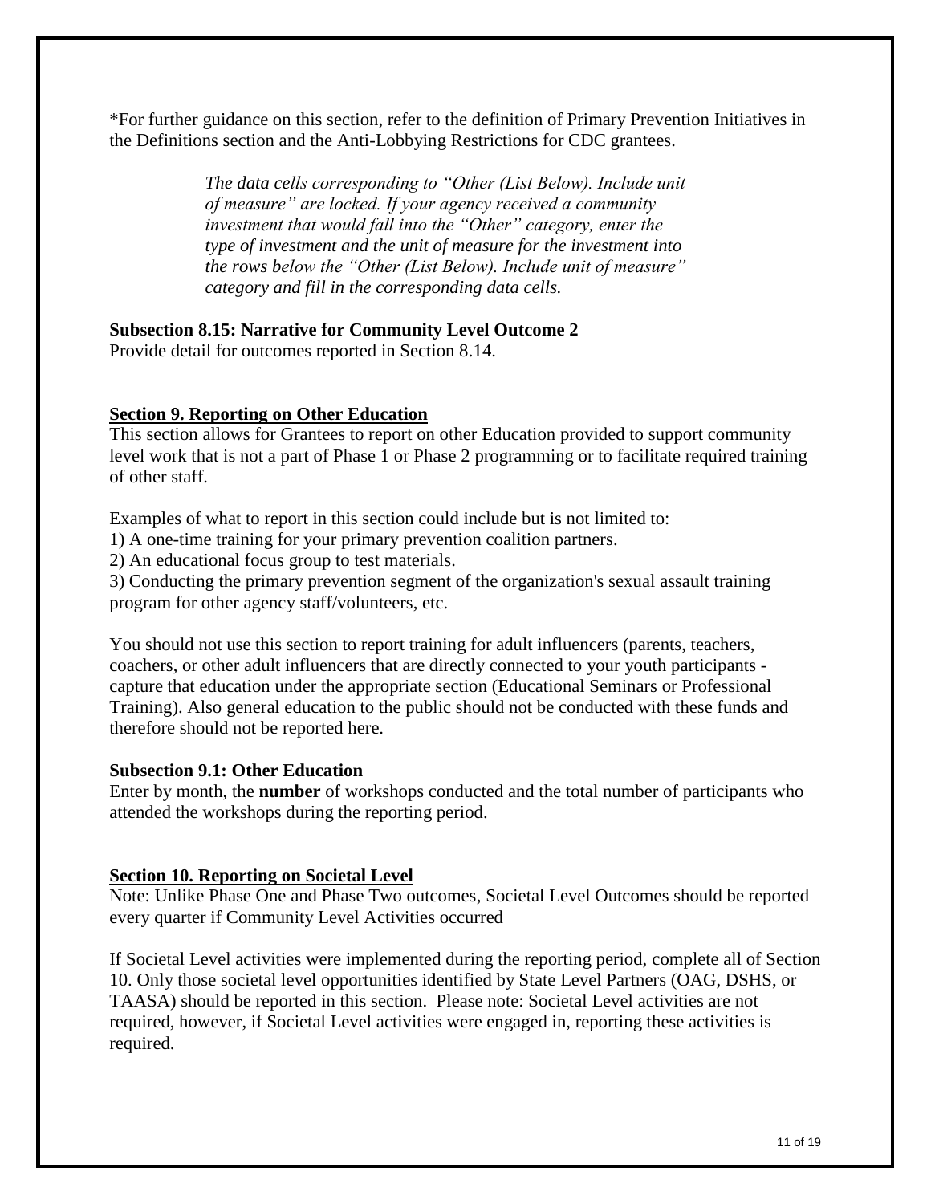*For further guidance on this section, refer to the definition of Primary Prevention Initiatives in the Definitions section and the Anti-Lobbying Restrictions for CDC grantees.

> *The data cells corresponding to "Other (List Below). Include unit of measure" are locked. If your agency received a community investment that would fall into the "Other" category, enter the type of investment and the unit of measure for the investment into the rows below the "Other (List Below). Include unit of measure" category and fill in the corresponding data cells.*

**Subsection 8.15: Narrative for Community Level Outcome 2**

Provide detail for outcomes reported in Section 8.14.

## Section 9. Reporting on Other Education

This section allows for Grantees to report on other Education provided to support community level work that is not a part of Phase 1 or Phase 2 programming or to facilitate required training of other staff.

Examples of what to report in this section could include but is not limited to:

1) A one-time training for your primary prevention coalition partners.
2) An educational focus group to test materials.
3) Conducting the primary prevention segment of the organization's sexual assault training program for other agency staff/volunteers, etc.

You should not use this section to report training for adult influencers (parents, teachers, coachers, or other adult influencers that are directly connected to your youth participants - capture that education under the appropriate section (Educational Seminars or Professional Training). Also general education to the public should not be conducted with these funds and therefore should not be reported here.

**Subsection 9.1: Other Education**

Enter by month, the **number** of workshops conducted and the total number of participants who attended the workshops during the reporting period.

## Section 10. Reporting on Societal Level

Note: Unlike Phase One and Phase Two outcomes, Societal Level Outcomes should be reported every quarter if Community Level Activities occurred

If Societal Level activities were implemented during the reporting period, complete all of Section 10. Only those societal level opportunities identified by State Level Partners (OAG, DSHS, or TAASA) should be reported in this section. Please note: Societal Level activities are not required, however, if Societal Level activities were engaged in, reporting these activities is required.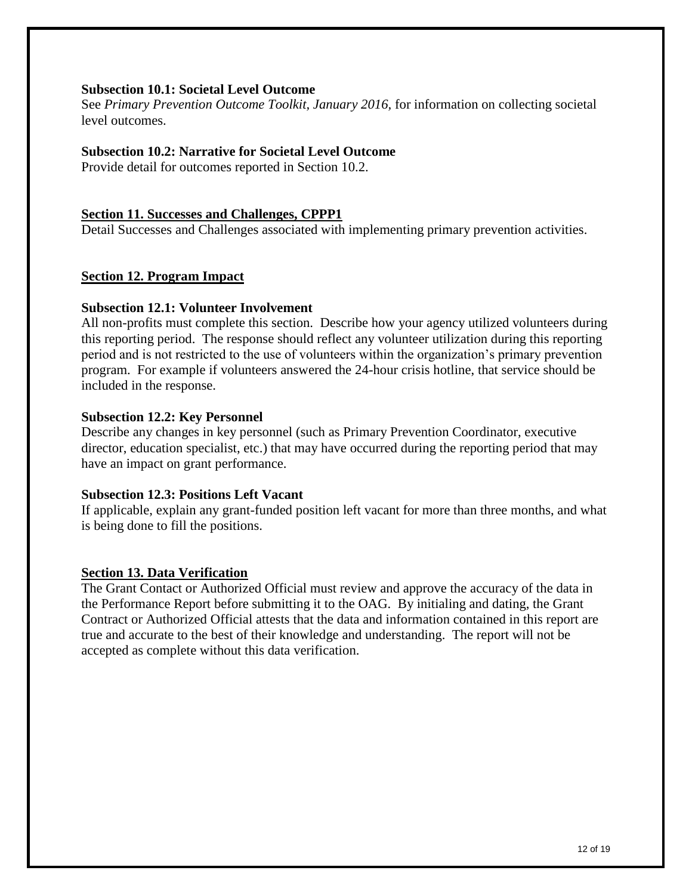**Subsection 10.1: Societal Level Outcome**

See *Primary Prevention Outcome Toolkit, January 2016,* for information on collecting societal level outcomes.

**Subsection 10.2: Narrative for Societal Level Outcome**

Provide detail for outcomes reported in Section 10.2.

## Section 11. Successes and Challenges, CPPP1

Detail Successes and Challenges associated with implementing primary prevention activities.

## Section 12. Program Impact

**Subsection 12.1: Volunteer Involvement**

All non-profits must complete this section. Describe how your agency utilized volunteers during this reporting period. The response should reflect any volunteer utilization during this reporting period and is not restricted to the use of volunteers within the organization's primary prevention program. For example if volunteers answered the 24-hour crisis hotline, that service should be included in the response.

**Subsection 12.2: Key Personnel**

Describe any changes in key personnel (such as Primary Prevention Coordinator, executive director, education specialist, etc.) that may have occurred during the reporting period that may have an impact on grant performance.

**Subsection 12.3: Positions Left Vacant**

If applicable, explain any grant-funded position left vacant for more than three months, and what is being done to fill the positions.

## Section 13. Data Verification

The Grant Contact or Authorized Official must review and approve the accuracy of the data in the Performance Report before submitting it to the OAG. By initialing and dating, the Grant Contract or Authorized Official attests that the data and information contained in this report are true and accurate to the best of their knowledge and understanding. The report will not be accepted as complete without this data verification.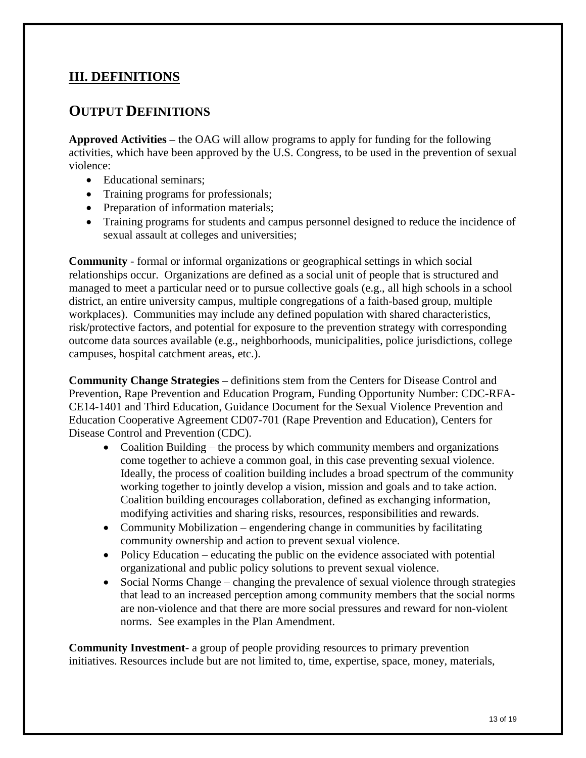## III. DEFINITIONS

## OUTPUT DEFINITIONS

**Approved Activities –** the OAG will allow programs to apply for funding for the following activities, which have been approved by the U.S. Congress, to be used in the prevention of sexual violence:

- Educational seminars;
- Training programs for professionals;
- Preparation of information materials;
- Training programs for students and campus personnel designed to reduce the incidence of sexual assault at colleges and universities;

**Community** - formal or informal organizations or geographical settings in which social relationships occur. Organizations are defined as a social unit of people that is structured and managed to meet a particular need or to pursue collective goals (e.g., all high schools in a school district, an entire university campus, multiple congregations of a faith-based group, multiple workplaces). Communities may include any defined population with shared characteristics, risk/protective factors, and potential for exposure to the prevention strategy with corresponding outcome data sources available (e.g., neighborhoods, municipalities, police jurisdictions, college campuses, hospital catchment areas, etc.).

**Community Change Strategies –** definitions stem from the Centers for Disease Control and Prevention, Rape Prevention and Education Program, Funding Opportunity Number: CDC-RFA-CE14-1401 and Third Education, Guidance Document for the Sexual Violence Prevention and Education Cooperative Agreement CD07-701 (Rape Prevention and Education), Centers for Disease Control and Prevention (CDC).

- Coalition Building – the process by which community members and organizations come together to achieve a common goal, in this case preventing sexual violence. Ideally, the process of coalition building includes a broad spectrum of the community working together to jointly develop a vision, mission and goals and to take action. Coalition building encourages collaboration, defined as exchanging information, modifying activities and sharing risks, resources, responsibilities and rewards.
- Community Mobilization – engendering change in communities by facilitating community ownership and action to prevent sexual violence.
- Policy Education – educating the public on the evidence associated with potential organizational and public policy solutions to prevent sexual violence.
- Social Norms Change – changing the prevalence of sexual violence through strategies that lead to an increased perception among community members that the social norms are non-violence and that there are more social pressures and reward for non-violent norms. See examples in the Plan Amendment.

**Community Investment**- a group of people providing resources to primary prevention initiatives. Resources include but are not limited to, time, expertise, space, money, materials,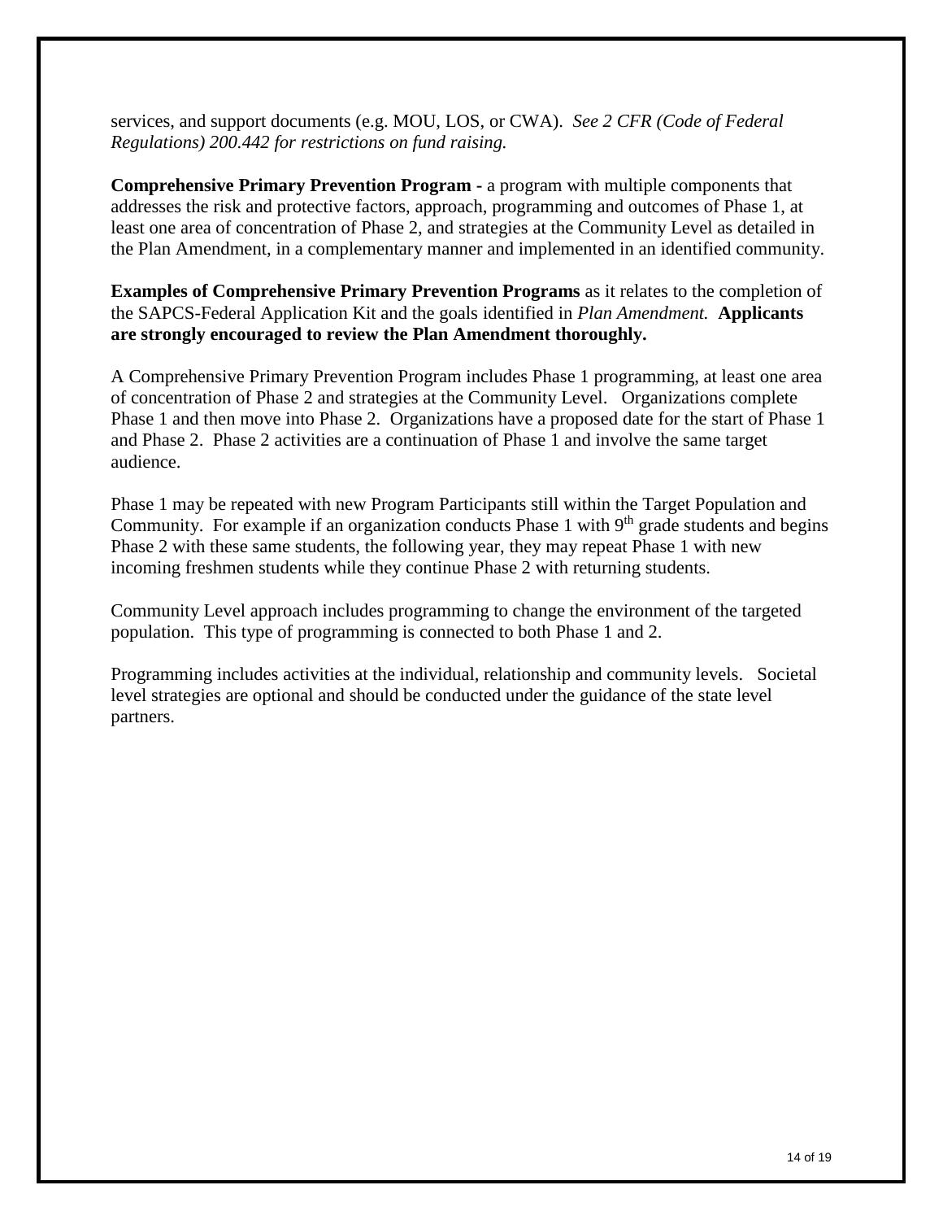services, and support documents (e.g. MOU, LOS, or CWA). *See 2 CFR (Code of Federal Regulations) 200.442 for restrictions on fund raising.*

**Comprehensive Primary Prevention Program -** a program with multiple components that addresses the risk and protective factors, approach, programming and outcomes of Phase 1, at least one area of concentration of Phase 2, and strategies at the Community Level as detailed in the Plan Amendment, in a complementary manner and implemented in an identified community.

**Examples of Comprehensive Primary Prevention Programs** as it relates to the completion of the SAPCS-Federal Application Kit and the goals identified in *Plan Amendment.* **Applicants are strongly encouraged to review the Plan Amendment thoroughly.**

A Comprehensive Primary Prevention Program includes Phase 1 programming, at least one area of concentration of Phase 2 and strategies at the Community Level. Organizations complete Phase 1 and then move into Phase 2. Organizations have a proposed date for the start of Phase 1 and Phase 2. Phase 2 activities are a continuation of Phase 1 and involve the same target audience.

Phase 1 may be repeated with new Program Participants still within the Target Population and Community. For example if an organization conducts Phase 1 with 9th grade students and begins Phase 2 with these same students, the following year, they may repeat Phase 1 with new incoming freshmen students while they continue Phase 2 with returning students.

Community Level approach includes programming to change the environment of the targeted population. This type of programming is connected to both Phase 1 and 2.

Programming includes activities at the individual, relationship and community levels. Societal level strategies are optional and should be conducted under the guidance of the state level partners.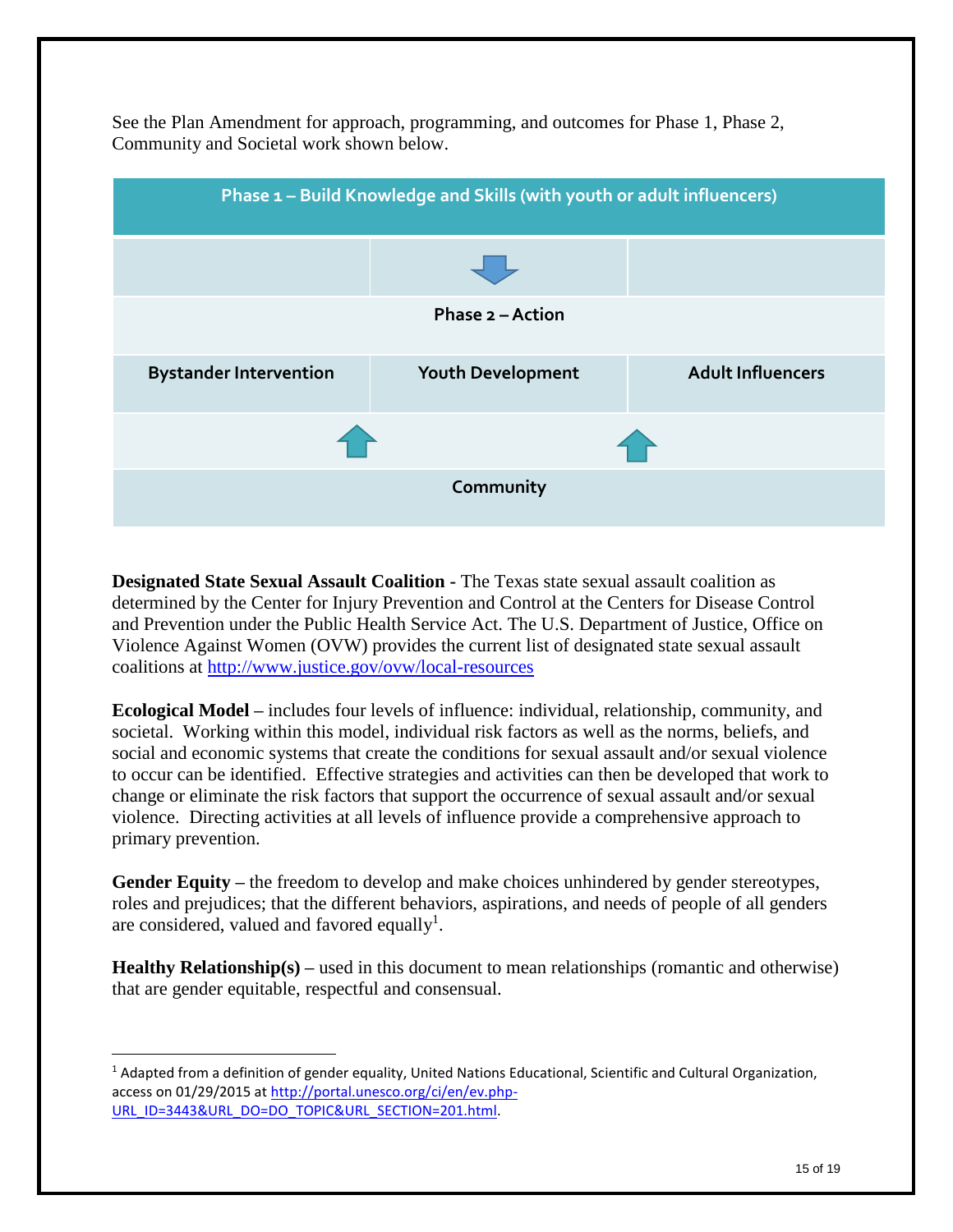See the Plan Amendment for approach, programming, and outcomes for Phase 1, Phase 2, Community and Societal work shown below.

| Phase 1 – Build Knowledge and Skills (with youth or adult influencers) | | |
|---|---|---|
| | ↓ | |
| | Phase 2 – Action | |
| Bystander Intervention | Youth Development | Adult Influencers |
| ↑ | | ↑ |
| | Community | |

**Designated State Sexual Assault Coalition** - The Texas state sexual assault coalition as determined by the Center for Injury Prevention and Control at the Centers for Disease Control and Prevention under the Public Health Service Act. The U.S. Department of Justice, Office on Violence Against Women (OVW) provides the current list of designated state sexual assault coalitions at http://www.justice.gov/ovw/local-resources

**Ecological Model** – includes four levels of influence: individual, relationship, community, and societal. Working within this model, individual risk factors as well as the norms, beliefs, and social and economic systems that create the conditions for sexual assault and/or sexual violence to occur can be identified. Effective strategies and activities can then be developed that work to change or eliminate the risk factors that support the occurrence of sexual assault and/or sexual violence. Directing activities at all levels of influence provide a comprehensive approach to primary prevention.

**Gender Equity** – the freedom to develop and make choices unhindered by gender stereotypes, roles and prejudices; that the different behaviors, aspirations, and needs of people of all genders are considered, valued and favored equally[1].

**Healthy Relationship(s)** – used in this document to mean relationships (romantic and otherwise) that are gender equitable, respectful and consensual.

---

[1] Adapted from a definition of gender equality, United Nations Educational, Scientific and Cultural Organization, access on 01/29/2015 at http://portal.unesco.org/ci/en/ev.php-URL_ID=3443&URL_DO=DO_TOPIC&URL_SECTION=201.html.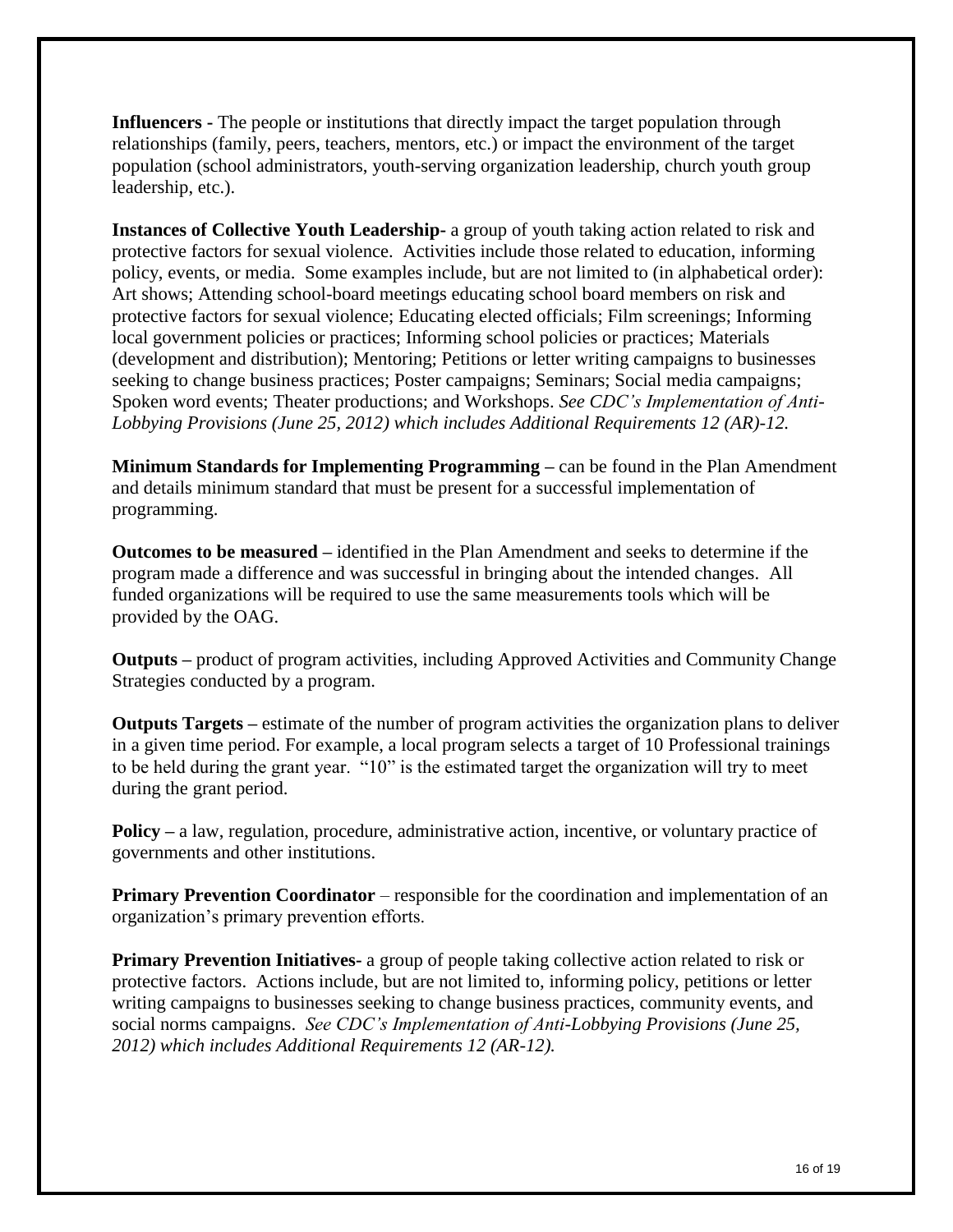**Influencers -** The people or institutions that directly impact the target population through relationships (family, peers, teachers, mentors, etc.) or impact the environment of the target population (school administrators, youth-serving organization leadership, church youth group leadership, etc.).

**Instances of Collective Youth Leadership-** a group of youth taking action related to risk and protective factors for sexual violence. Activities include those related to education, informing policy, events, or media. Some examples include, but are not limited to (in alphabetical order): Art shows; Attending school-board meetings educating school board members on risk and protective factors for sexual violence; Educating elected officials; Film screenings; Informing local government policies or practices; Informing school policies or practices; Materials (development and distribution); Mentoring; Petitions or letter writing campaigns to businesses seeking to change business practices; Poster campaigns; Seminars; Social media campaigns; Spoken word events; Theater productions; and Workshops. *See CDC's Implementation of Anti-Lobbying Provisions (June 25, 2012) which includes Additional Requirements 12 (AR)-12.*

**Minimum Standards for Implementing Programming –** can be found in the Plan Amendment and details minimum standard that must be present for a successful implementation of programming.

**Outcomes to be measured –** identified in the Plan Amendment and seeks to determine if the program made a difference and was successful in bringing about the intended changes. All funded organizations will be required to use the same measurements tools which will be provided by the OAG.

**Outputs –** product of program activities, including Approved Activities and Community Change Strategies conducted by a program.

**Outputs Targets –** estimate of the number of program activities the organization plans to deliver in a given time period. For example, a local program selects a target of 10 Professional trainings to be held during the grant year. "10" is the estimated target the organization will try to meet during the grant period.

**Policy –** a law, regulation, procedure, administrative action, incentive, or voluntary practice of governments and other institutions.

**Primary Prevention Coordinator** – responsible for the coordination and implementation of an organization's primary prevention efforts.

**Primary Prevention Initiatives-** a group of people taking collective action related to risk or protective factors. Actions include, but are not limited to, informing policy, petitions or letter writing campaigns to businesses seeking to change business practices, community events, and social norms campaigns. *See CDC's Implementation of Anti-Lobbying Provisions (June 25, 2012) which includes Additional Requirements 12 (AR-12).*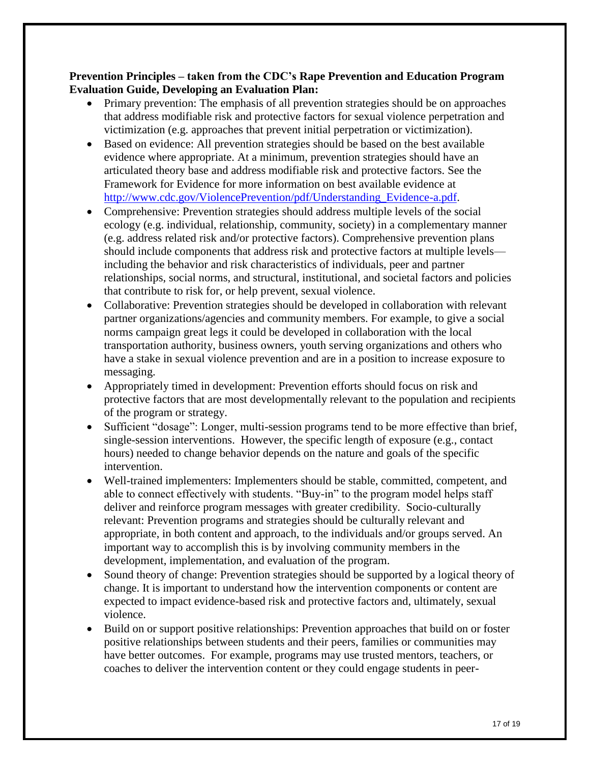**Prevention Principles – taken from the CDC's Rape Prevention and Education Program Evaluation Guide, Developing an Evaluation Plan:**

- Primary prevention: The emphasis of all prevention strategies should be on approaches that address modifiable risk and protective factors for sexual violence perpetration and victimization (e.g. approaches that prevent initial perpetration or victimization).
- Based on evidence: All prevention strategies should be based on the best available evidence where appropriate. At a minimum, prevention strategies should have an articulated theory base and address modifiable risk and protective factors. See the Framework for Evidence for more information on best available evidence at [http://www.cdc.gov/ViolencePrevention/pdf/Understanding_Evidence-a.pdf](http://www.cdc.gov/ViolencePrevention/pdf/Understanding_Evidence-a.pdf).
- Comprehensive: Prevention strategies should address multiple levels of the social ecology (e.g. individual, relationship, community, society) in a complementary manner (e.g. address related risk and/or protective factors). Comprehensive prevention plans should include components that address risk and protective factors at multiple levels—including the behavior and risk characteristics of individuals, peer and partner relationships, social norms, and structural, institutional, and societal factors and policies that contribute to risk for, or help prevent, sexual violence.
- Collaborative: Prevention strategies should be developed in collaboration with relevant partner organizations/agencies and community members. For example, to give a social norms campaign great legs it could be developed in collaboration with the local transportation authority, business owners, youth serving organizations and others who have a stake in sexual violence prevention and are in a position to increase exposure to messaging.
- Appropriately timed in development: Prevention efforts should focus on risk and protective factors that are most developmentally relevant to the population and recipients of the program or strategy.
- Sufficient "dosage": Longer, multi-session programs tend to be more effective than brief, single-session interventions. However, the specific length of exposure (e.g., contact hours) needed to change behavior depends on the nature and goals of the specific intervention.
- Well-trained implementers: Implementers should be stable, committed, competent, and able to connect effectively with students. "Buy-in" to the program model helps staff deliver and reinforce program messages with greater credibility. Socio-culturally relevant: Prevention programs and strategies should be culturally relevant and appropriate, in both content and approach, to the individuals and/or groups served. An important way to accomplish this is by involving community members in the development, implementation, and evaluation of the program.
- Sound theory of change: Prevention strategies should be supported by a logical theory of change. It is important to understand how the intervention components or content are expected to impact evidence-based risk and protective factors and, ultimately, sexual violence.
- Build on or support positive relationships: Prevention approaches that build on or foster positive relationships between students and their peers, families or communities may have better outcomes. For example, programs may use trusted mentors, teachers, or coaches to deliver the intervention content or they could engage students in peer-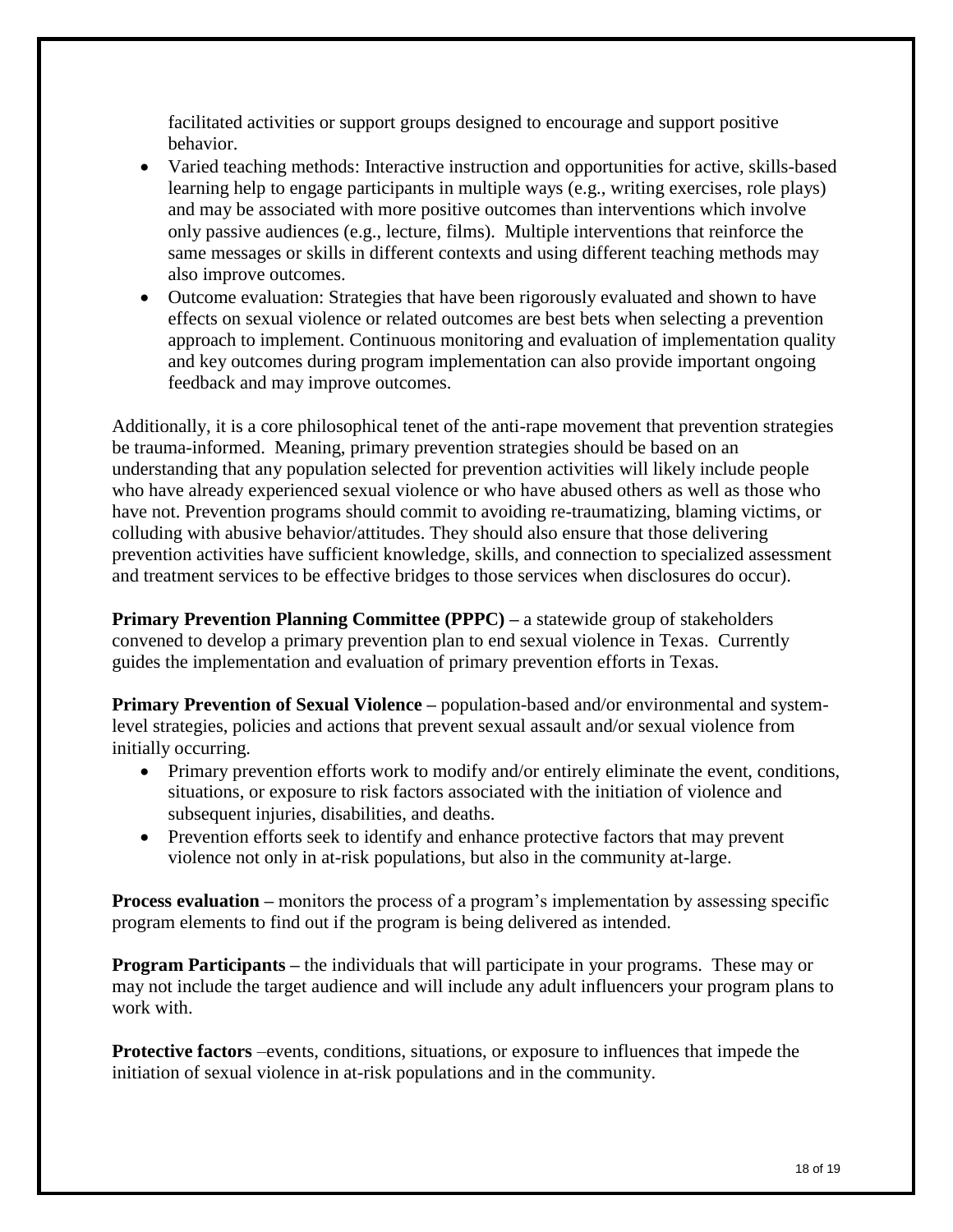facilitated activities or support groups designed to encourage and support positive behavior.

- Varied teaching methods: Interactive instruction and opportunities for active, skills-based learning help to engage participants in multiple ways (e.g., writing exercises, role plays) and may be associated with more positive outcomes than interventions which involve only passive audiences (e.g., lecture, films). Multiple interventions that reinforce the same messages or skills in different contexts and using different teaching methods may also improve outcomes.
- Outcome evaluation: Strategies that have been rigorously evaluated and shown to have effects on sexual violence or related outcomes are best bets when selecting a prevention approach to implement. Continuous monitoring and evaluation of implementation quality and key outcomes during program implementation can also provide important ongoing feedback and may improve outcomes.

Additionally, it is a core philosophical tenet of the anti-rape movement that prevention strategies be trauma-informed. Meaning, primary prevention strategies should be based on an understanding that any population selected for prevention activities will likely include people who have already experienced sexual violence or who have abused others as well as those who have not. Prevention programs should commit to avoiding re-traumatizing, blaming victims, or colluding with abusive behavior/attitudes. They should also ensure that those delivering prevention activities have sufficient knowledge, skills, and connection to specialized assessment and treatment services to be effective bridges to those services when disclosures do occur).

**Primary Prevention Planning Committee (PPPC) –** a statewide group of stakeholders convened to develop a primary prevention plan to end sexual violence in Texas. Currently guides the implementation and evaluation of primary prevention efforts in Texas.

**Primary Prevention of Sexual Violence –** population-based and/or environmental and system-level strategies, policies and actions that prevent sexual assault and/or sexual violence from initially occurring.

- Primary prevention efforts work to modify and/or entirely eliminate the event, conditions, situations, or exposure to risk factors associated with the initiation of violence and subsequent injuries, disabilities, and deaths.
- Prevention efforts seek to identify and enhance protective factors that may prevent violence not only in at-risk populations, but also in the community at-large.

**Process evaluation –** monitors the process of a program's implementation by assessing specific program elements to find out if the program is being delivered as intended.

**Program Participants –** the individuals that will participate in your programs. These may or may not include the target audience and will include any adult influencers your program plans to work with.

**Protective factors** –events, conditions, situations, or exposure to influences that impede the initiation of sexual violence in at-risk populations and in the community.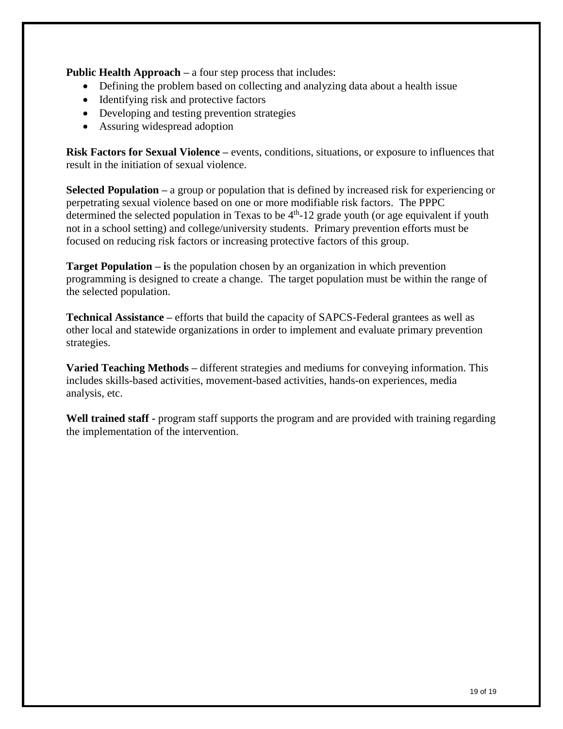**Public Health Approach –** a four step process that includes:

- Defining the problem based on collecting and analyzing data about a health issue
- Identifying risk and protective factors
- Developing and testing prevention strategies
- Assuring widespread adoption

**Risk Factors for Sexual Violence –** events, conditions, situations, or exposure to influences that result in the initiation of sexual violence.

**Selected Population –** a group or population that is defined by increased risk for experiencing or perpetrating sexual violence based on one or more modifiable risk factors. The PPPC determined the selected population in Texas to be 4th-12 grade youth (or age equivalent if youth not in a school setting) and college/university students. Primary prevention efforts must be focused on reducing risk factors or increasing protective factors of this group.

**Target Population – i**s the population chosen by an organization in which prevention programming is designed to create a change. The target population must be within the range of the selected population.

**Technical Assistance –** efforts that build the capacity of SAPCS-Federal grantees as well as other local and statewide organizations in order to implement and evaluate primary prevention strategies.

**Varied Teaching Methods –** different strategies and mediums for conveying information. This includes skills-based activities, movement-based activities, hands-on experiences, media analysis, etc.

**Well trained staff -** program staff supports the program and are provided with training regarding the implementation of the intervention.